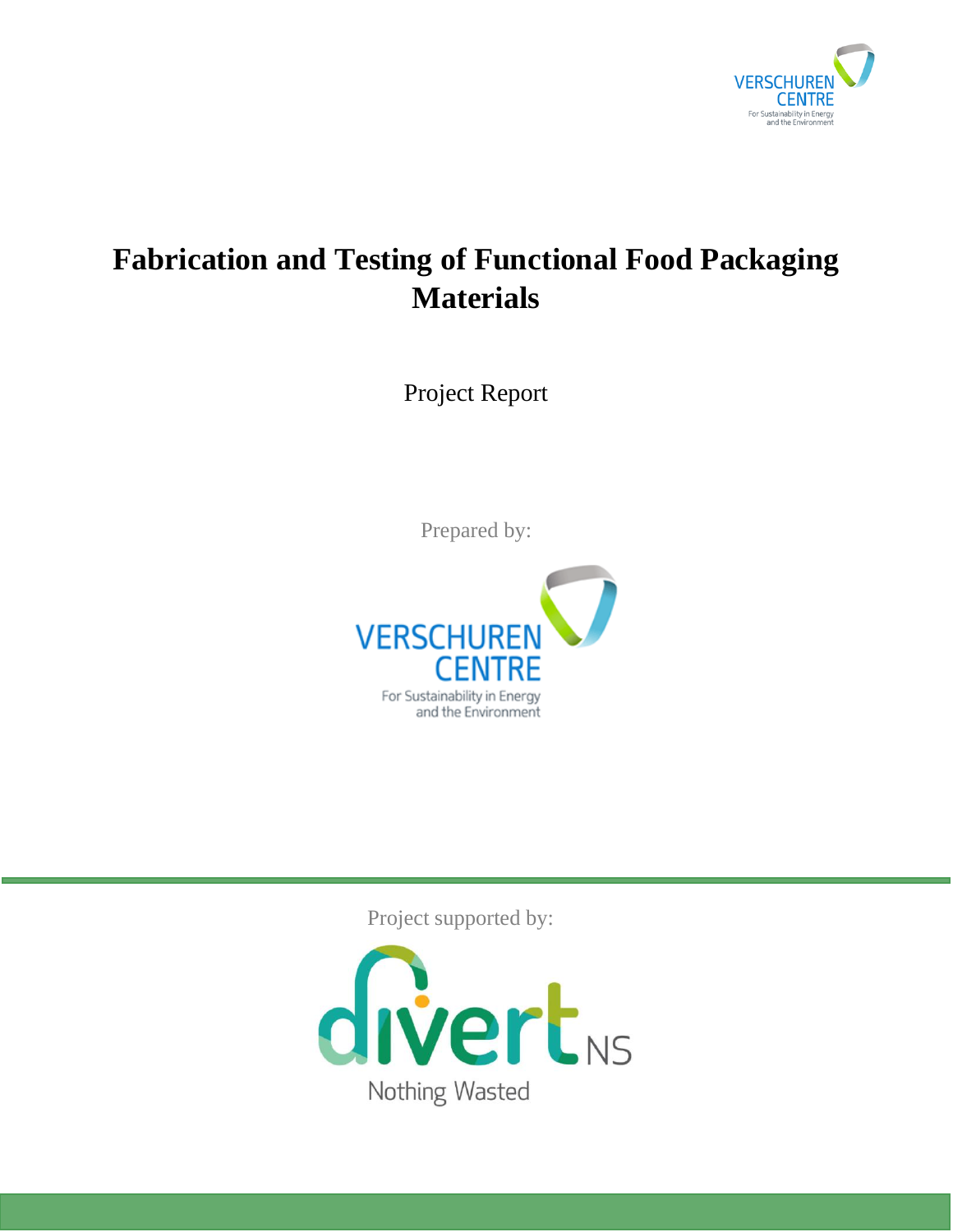# Fabrication and Testing of Functional Food Packaging Materials

Project Report

Prepared by:

VERSCHUREN CENTRE

For Sustainability in Energy and the Environment

Project supported by:

divert NS

Nothing Wasted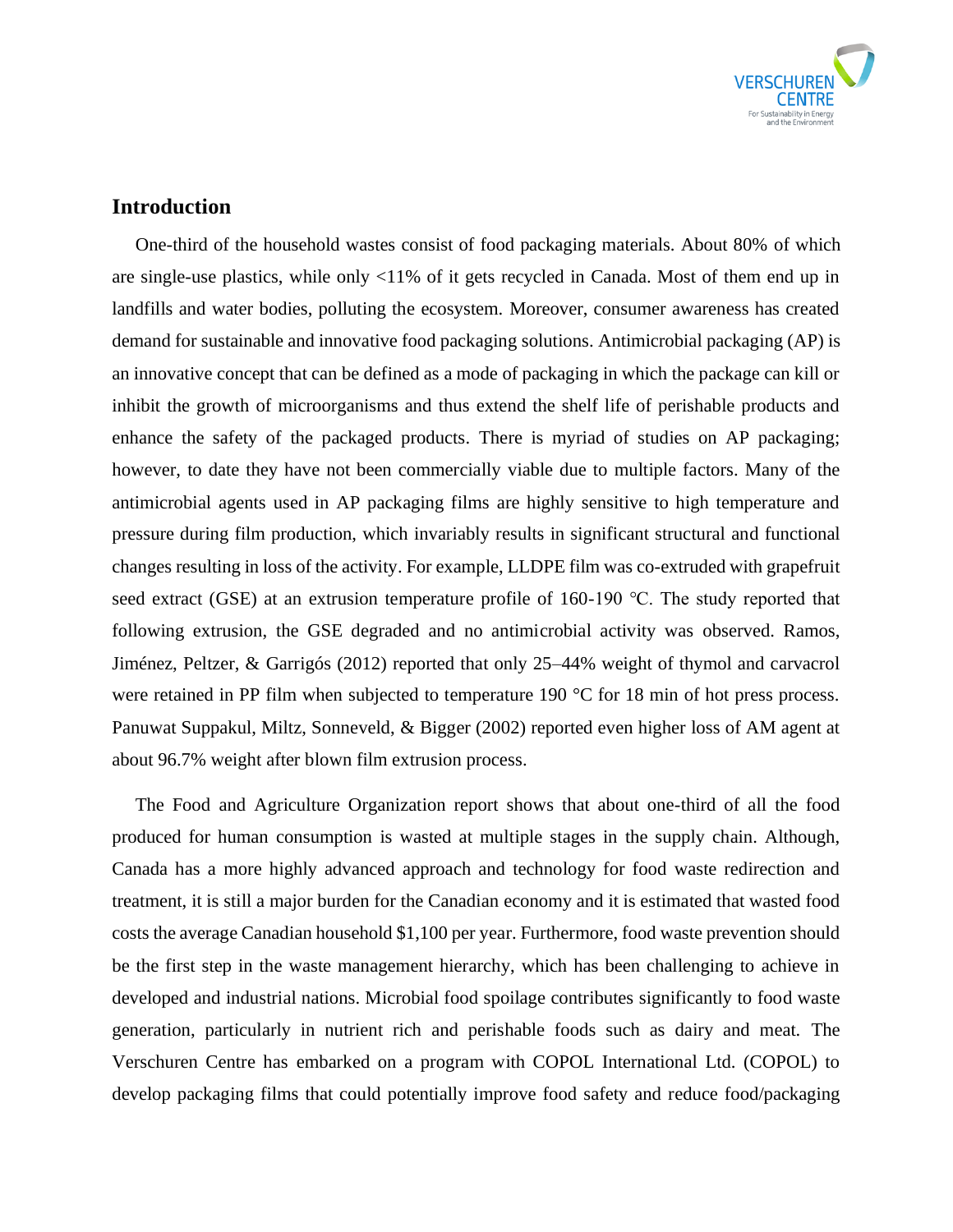## Introduction

One-third of the household wastes consist of food packaging materials. About 80% of which are single-use plastics, while only <11% of it gets recycled in Canada. Most of them end up in landfills and water bodies, polluting the ecosystem. Moreover, consumer awareness has created demand for sustainable and innovative food packaging solutions. Antimicrobial packaging (AP) is an innovative concept that can be defined as a mode of packaging in which the package can kill or inhibit the growth of microorganisms and thus extend the shelf life of perishable products and enhance the safety of the packaged products. There is myriad of studies on AP packaging; however, to date they have not been commercially viable due to multiple factors. Many of the antimicrobial agents used in AP packaging films are highly sensitive to high temperature and pressure during film production, which invariably results in significant structural and functional changes resulting in loss of the activity. For example, LLDPE film was co-extruded with grapefruit seed extract (GSE) at an extrusion temperature profile of 160-190 ℃. The study reported that following extrusion, the GSE degraded and no antimicrobial activity was observed. Ramos, Jiménez, Peltzer, & Garrigós (2012) reported that only 25–44% weight of thymol and carvacrol were retained in PP film when subjected to temperature 190 °C for 18 min of hot press process. Panuwat Suppakul, Miltz, Sonneveld, & Bigger (2002) reported even higher loss of AM agent at about 96.7% weight after blown film extrusion process.

The Food and Agriculture Organization report shows that about one-third of all the food produced for human consumption is wasted at multiple stages in the supply chain. Although, Canada has a more highly advanced approach and technology for food waste redirection and treatment, it is still a major burden for the Canadian economy and it is estimated that wasted food costs the average Canadian household $1,100 per year. Furthermore, food waste prevention should be the first step in the waste management hierarchy, which has been challenging to achieve in developed and industrial nations. Microbial food spoilage contributes significantly to food waste generation, particularly in nutrient rich and perishable foods such as dairy and meat. The Verschuren Centre has embarked on a program with COPOL International Ltd. (COPOL) to develop packaging films that could potentially improve food safety and reduce food/packaging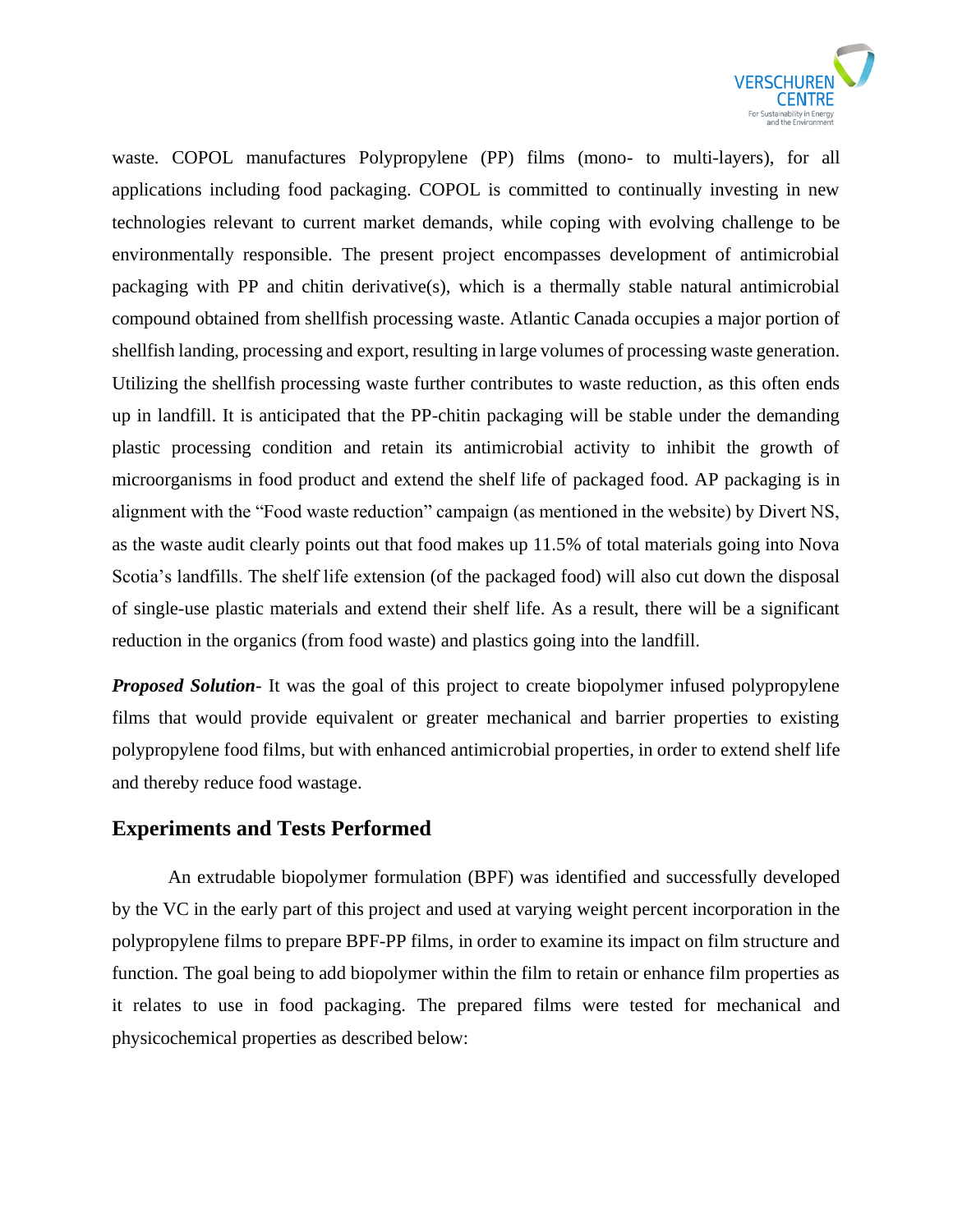waste. COPOL manufactures Polypropylene (PP) films (mono- to multi-layers), for all applications including food packaging. COPOL is committed to continually investing in new technologies relevant to current market demands, while coping with evolving challenge to be environmentally responsible. The present project encompasses development of antimicrobial packaging with PP and chitin derivative(s), which is a thermally stable natural antimicrobial compound obtained from shellfish processing waste. Atlantic Canada occupies a major portion of shellfish landing, processing and export, resulting in large volumes of processing waste generation. Utilizing the shellfish processing waste further contributes to waste reduction, as this often ends up in landfill. It is anticipated that the PP-chitin packaging will be stable under the demanding plastic processing condition and retain its antimicrobial activity to inhibit the growth of microorganisms in food product and extend the shelf life of packaged food. AP packaging is in alignment with the "Food waste reduction" campaign (as mentioned in the website) by Divert NS, as the waste audit clearly points out that food makes up 11.5% of total materials going into Nova Scotia's landfills. The shelf life extension (of the packaged food) will also cut down the disposal of single-use plastic materials and extend their shelf life. As a result, there will be a significant reduction in the organics (from food waste) and plastics going into the landfill.

***Proposed Solution***- It was the goal of this project to create biopolymer infused polypropylene films that would provide equivalent or greater mechanical and barrier properties to existing polypropylene food films, but with enhanced antimicrobial properties, in order to extend shelf life and thereby reduce food wastage.

## Experiments and Tests Performed

An extrudable biopolymer formulation (BPF) was identified and successfully developed by the VC in the early part of this project and used at varying weight percent incorporation in the polypropylene films to prepare BPF-PP films, in order to examine its impact on film structure and function. The goal being to add biopolymer within the film to retain or enhance film properties as it relates to use in food packaging. The prepared films were tested for mechanical and physicochemical properties as described below: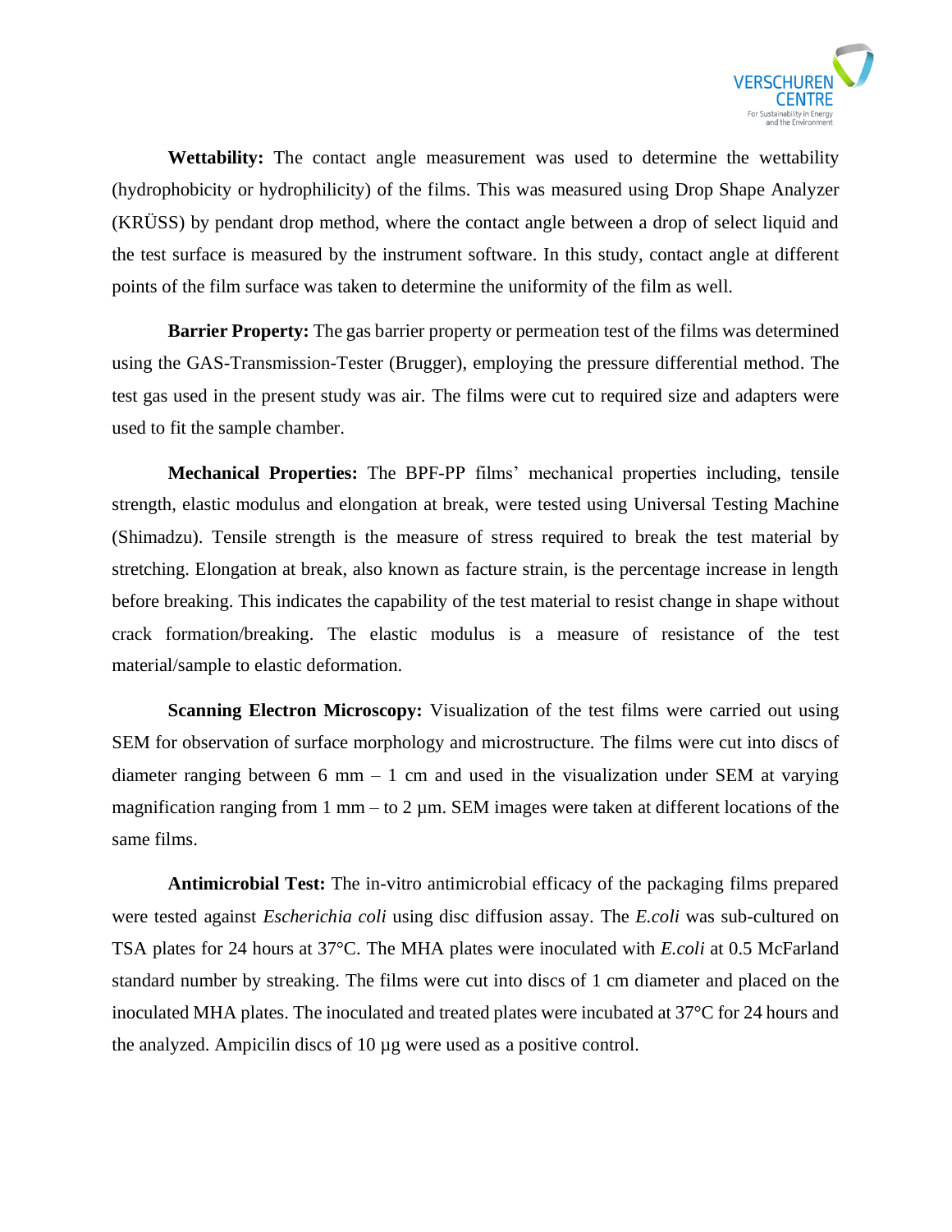**Wettability:** The contact angle measurement was used to determine the wettability (hydrophobicity or hydrophilicity) of the films. This was measured using Drop Shape Analyzer (KRÜSS) by pendant drop method, where the contact angle between a drop of select liquid and the test surface is measured by the instrument software. In this study, contact angle at different points of the film surface was taken to determine the uniformity of the film as well.

**Barrier Property:** The gas barrier property or permeation test of the films was determined using the GAS-Transmission-Tester (Brugger), employing the pressure differential method. The test gas used in the present study was air. The films were cut to required size and adapters were used to fit the sample chamber.

**Mechanical Properties:** The BPF-PP films' mechanical properties including, tensile strength, elastic modulus and elongation at break, were tested using Universal Testing Machine (Shimadzu). Tensile strength is the measure of stress required to break the test material by stretching. Elongation at break, also known as facture strain, is the percentage increase in length before breaking. This indicates the capability of the test material to resist change in shape without crack formation/breaking. The elastic modulus is a measure of resistance of the test material/sample to elastic deformation.

**Scanning Electron Microscopy:** Visualization of the test films were carried out using SEM for observation of surface morphology and microstructure. The films were cut into discs of diameter ranging between 6 mm – 1 cm and used in the visualization under SEM at varying magnification ranging from 1 mm – to 2 µm. SEM images were taken at different locations of the same films.

**Antimicrobial Test:** The in-vitro antimicrobial efficacy of the packaging films prepared were tested against *Escherichia coli* using disc diffusion assay. The *E.coli* was sub-cultured on TSA plates for 24 hours at 37°C. The MHA plates were inoculated with *E.coli* at 0.5 McFarland standard number by streaking. The films were cut into discs of 1 cm diameter and placed on the inoculated MHA plates. The inoculated and treated plates were incubated at 37°C for 24 hours and the analyzed. Ampicilin discs of 10 µg were used as a positive control.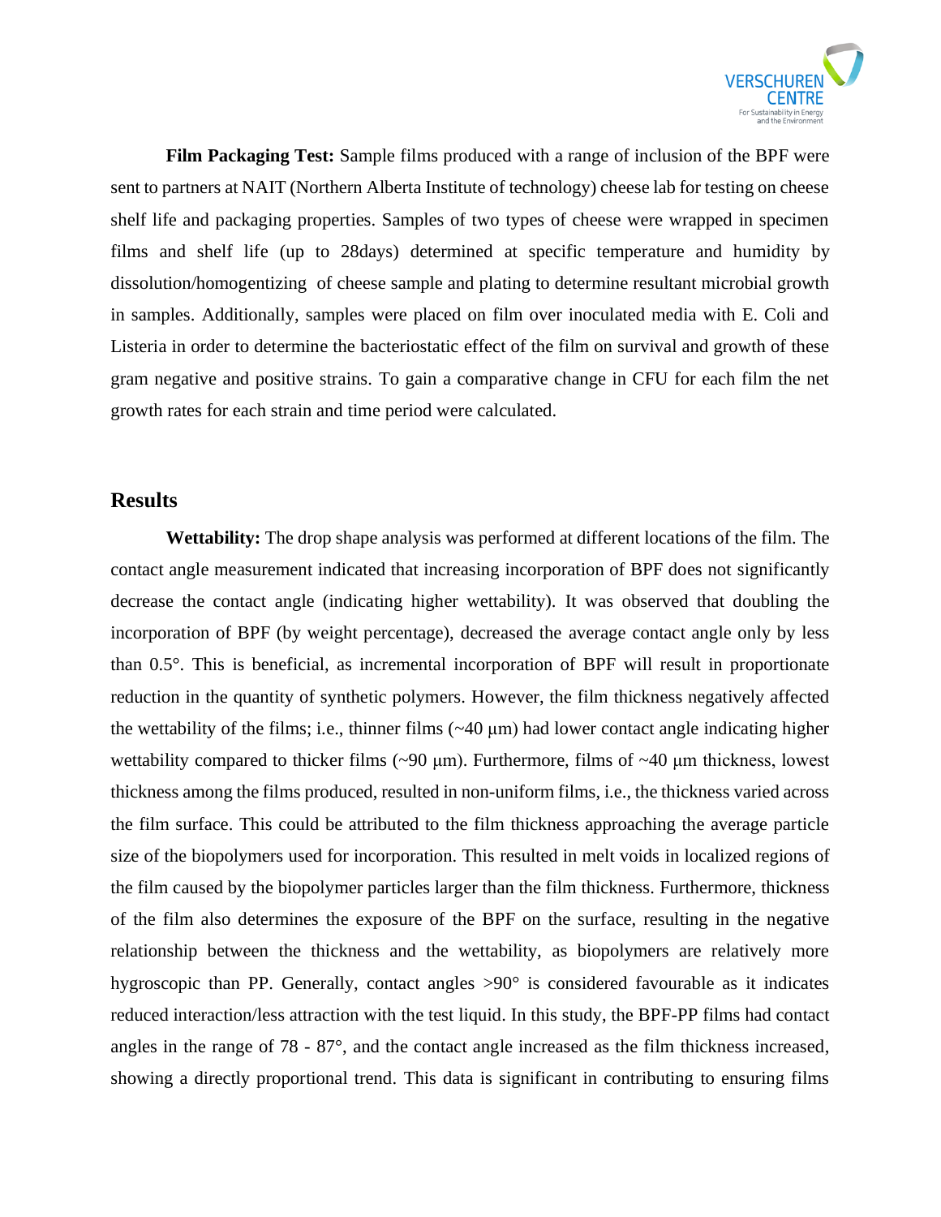**Film Packaging Test:** Sample films produced with a range of inclusion of the BPF were sent to partners at NAIT (Northern Alberta Institute of technology) cheese lab for testing on cheese shelf life and packaging properties. Samples of two types of cheese were wrapped in specimen films and shelf life (up to 28days) determined at specific temperature and humidity by dissolution/homogentizing of cheese sample and plating to determine resultant microbial growth in samples. Additionally, samples were placed on film over inoculated media with E. Coli and Listeria in order to determine the bacteriostatic effect of the film on survival and growth of these gram negative and positive strains. To gain a comparative change in CFU for each film the net growth rates for each strain and time period were calculated.

## Results

**Wettability:** The drop shape analysis was performed at different locations of the film. The contact angle measurement indicated that increasing incorporation of BPF does not significantly decrease the contact angle (indicating higher wettability). It was observed that doubling the incorporation of BPF (by weight percentage), decreased the average contact angle only by less than 0.5°. This is beneficial, as incremental incorporation of BPF will result in proportionate reduction in the quantity of synthetic polymers. However, the film thickness negatively affected the wettability of the films; i.e., thinner films (~40 μm) had lower contact angle indicating higher wettability compared to thicker films (~90 μm). Furthermore, films of ~40 μm thickness, lowest thickness among the films produced, resulted in non-uniform films, i.e., the thickness varied across the film surface. This could be attributed to the film thickness approaching the average particle size of the biopolymers used for incorporation. This resulted in melt voids in localized regions of the film caused by the biopolymer particles larger than the film thickness. Furthermore, thickness of the film also determines the exposure of the BPF on the surface, resulting in the negative relationship between the thickness and the wettability, as biopolymers are relatively more hygroscopic than PP. Generally, contact angles >90° is considered favourable as it indicates reduced interaction/less attraction with the test liquid. In this study, the BPF-PP films had contact angles in the range of 78 - 87°, and the contact angle increased as the film thickness increased, showing a directly proportional trend. This data is significant in contributing to ensuring films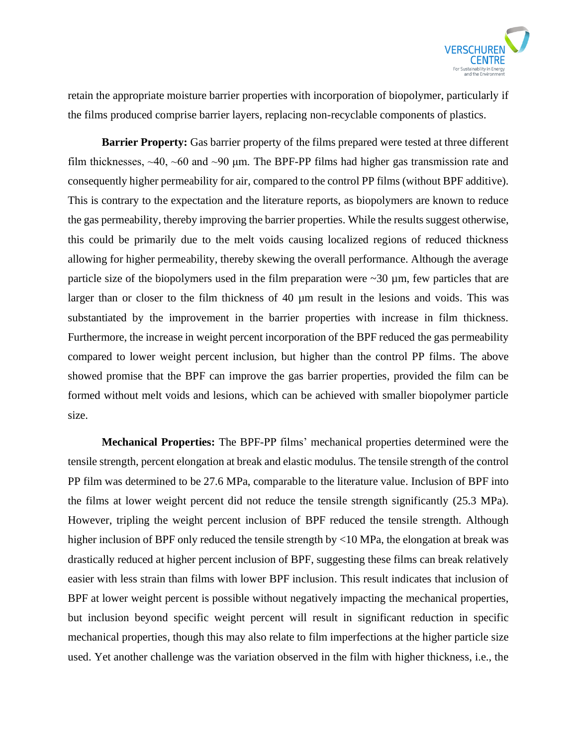retain the appropriate moisture barrier properties with incorporation of biopolymer, particularly if the films produced comprise barrier layers, replacing non-recyclable components of plastics.

**Barrier Property:** Gas barrier property of the films prepared were tested at three different film thicknesses, ~40, ~60 and ~90 µm. The BPF-PP films had higher gas transmission rate and consequently higher permeability for air, compared to the control PP films (without BPF additive). This is contrary to the expectation and the literature reports, as biopolymers are known to reduce the gas permeability, thereby improving the barrier properties. While the results suggest otherwise, this could be primarily due to the melt voids causing localized regions of reduced thickness allowing for higher permeability, thereby skewing the overall performance. Although the average particle size of the biopolymers used in the film preparation were ~30 µm, few particles that are larger than or closer to the film thickness of 40 µm result in the lesions and voids. This was substantiated by the improvement in the barrier properties with increase in film thickness. Furthermore, the increase in weight percent incorporation of the BPF reduced the gas permeability compared to lower weight percent inclusion, but higher than the control PP films. The above showed promise that the BPF can improve the gas barrier properties, provided the film can be formed without melt voids and lesions, which can be achieved with smaller biopolymer particle size.

**Mechanical Properties:** The BPF-PP films' mechanical properties determined were the tensile strength, percent elongation at break and elastic modulus. The tensile strength of the control PP film was determined to be 27.6 MPa, comparable to the literature value. Inclusion of BPF into the films at lower weight percent did not reduce the tensile strength significantly (25.3 MPa). However, tripling the weight percent inclusion of BPF reduced the tensile strength. Although higher inclusion of BPF only reduced the tensile strength by <10 MPa, the elongation at break was drastically reduced at higher percent inclusion of BPF, suggesting these films can break relatively easier with less strain than films with lower BPF inclusion. This result indicates that inclusion of BPF at lower weight percent is possible without negatively impacting the mechanical properties, but inclusion beyond specific weight percent will result in significant reduction in specific mechanical properties, though this may also relate to film imperfections at the higher particle size used. Yet another challenge was the variation observed in the film with higher thickness, i.e., the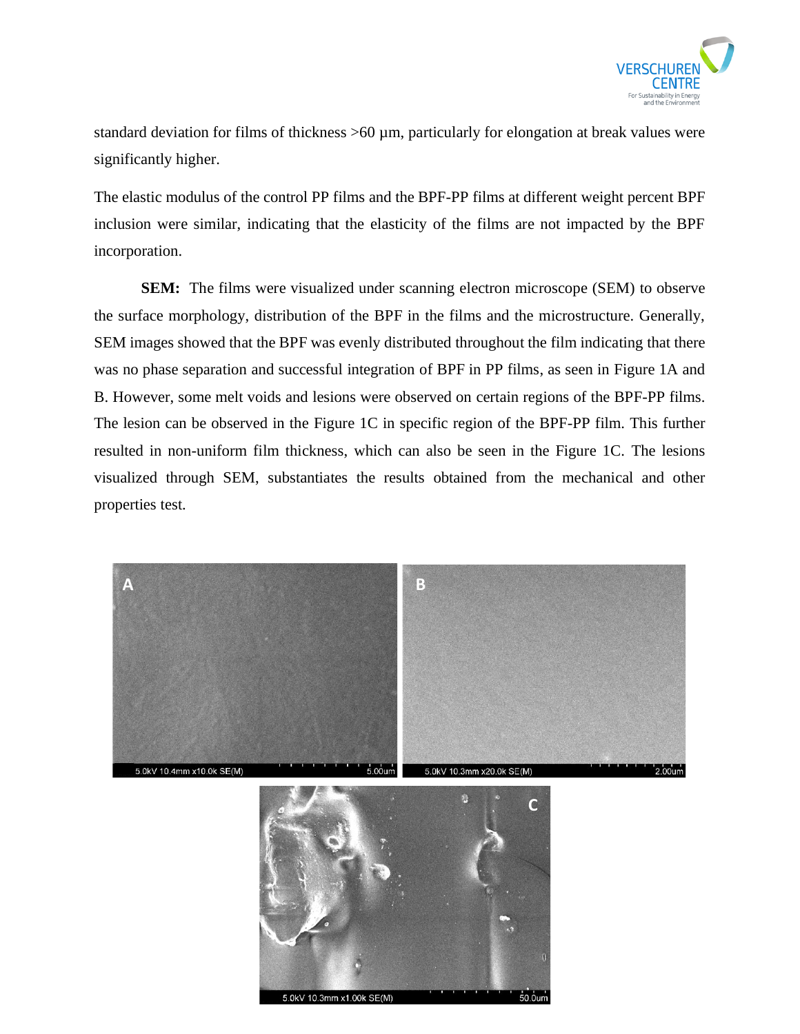standard deviation for films of thickness >60 µm, particularly for elongation at break values were significantly higher.

The elastic modulus of the control PP films and the BPF-PP films at different weight percent BPF inclusion were similar, indicating that the elasticity of the films are not impacted by the BPF incorporation.

**SEM:** The films were visualized under scanning electron microscope (SEM) to observe the surface morphology, distribution of the BPF in the films and the microstructure. Generally, SEM images showed that the BPF was evenly distributed throughout the film indicating that there was no phase separation and successful integration of BPF in PP films, as seen in Figure 1A and B. However, some melt voids and lesions were observed on certain regions of the BPF-PP films. The lesion can be observed in the Figure 1C in specific region of the BPF-PP film. This further resulted in non-uniform film thickness, which can also be seen in the Figure 1C. The lesions visualized through SEM, substantiates the results obtained from the mechanical and other properties test.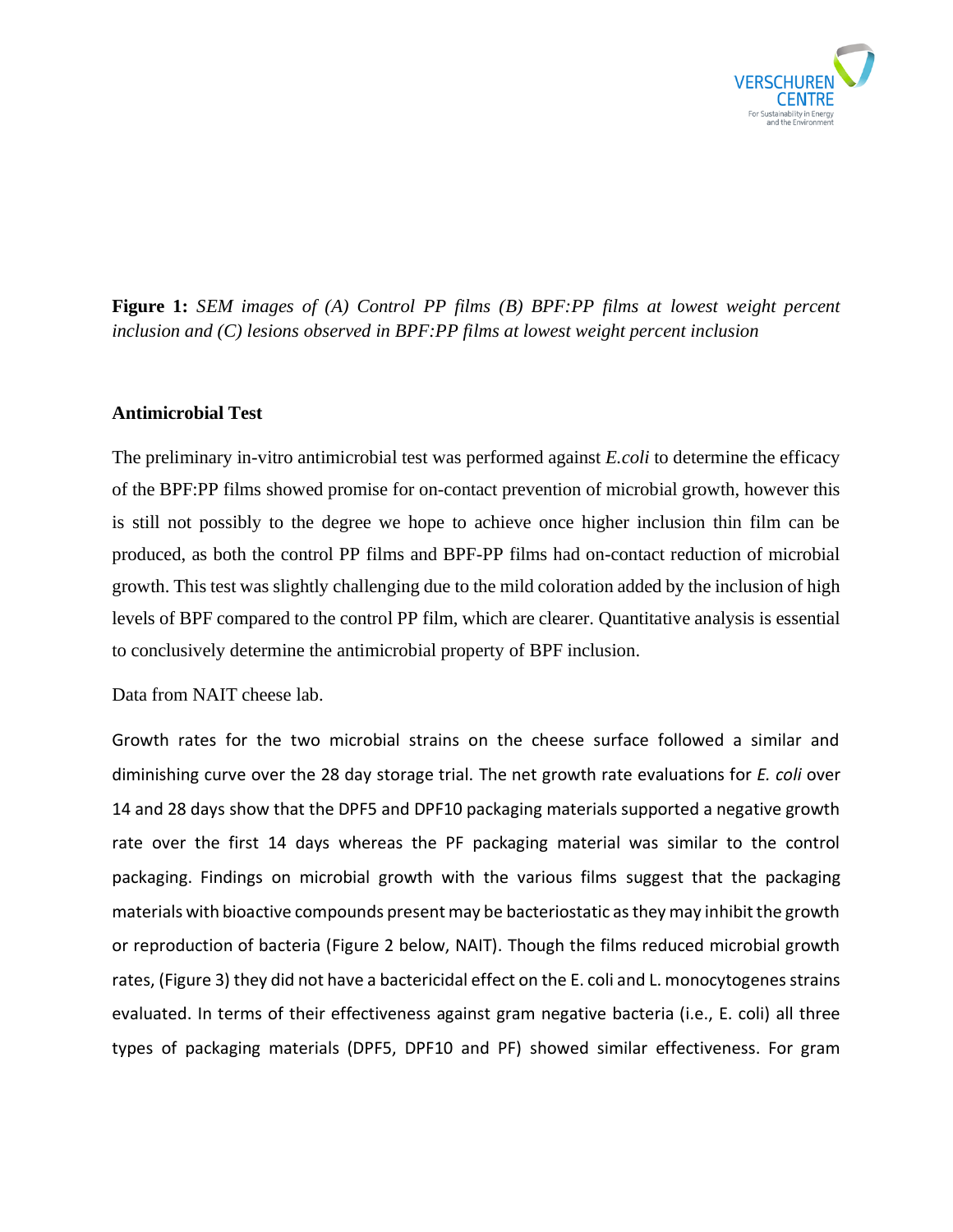**Figure 1:** *SEM images of (A) Control PP films (B) BPF:PP films at lowest weight percent inclusion and (C) lesions observed in BPF:PP films at lowest weight percent inclusion*

**Antimicrobial Test**

The preliminary in-vitro antimicrobial test was performed against *E.coli* to determine the efficacy of the BPF:PP films showed promise for on-contact prevention of microbial growth, however this is still not possibly to the degree we hope to achieve once higher inclusion thin film can be produced, as both the control PP films and BPF-PP films had on-contact reduction of microbial growth. This test was slightly challenging due to the mild coloration added by the inclusion of high levels of BPF compared to the control PP film, which are clearer. Quantitative analysis is essential to conclusively determine the antimicrobial property of BPF inclusion.

Data from NAIT cheese lab.

Growth rates for the two microbial strains on the cheese surface followed a similar and diminishing curve over the 28 day storage trial. The net growth rate evaluations for *E. coli* over 14 and 28 days show that the DPF5 and DPF10 packaging materials supported a negative growth rate over the first 14 days whereas the PF packaging material was similar to the control packaging. Findings on microbial growth with the various films suggest that the packaging materials with bioactive compounds present may be bacteriostatic as they may inhibit the growth or reproduction of bacteria (Figure 2 below, NAIT). Though the films reduced microbial growth rates, (Figure 3) they did not have a bactericidal effect on the E. coli and L. monocytogenes strains evaluated. In terms of their effectiveness against gram negative bacteria (i.e., E. coli) all three types of packaging materials (DPF5, DPF10 and PF) showed similar effectiveness. For gram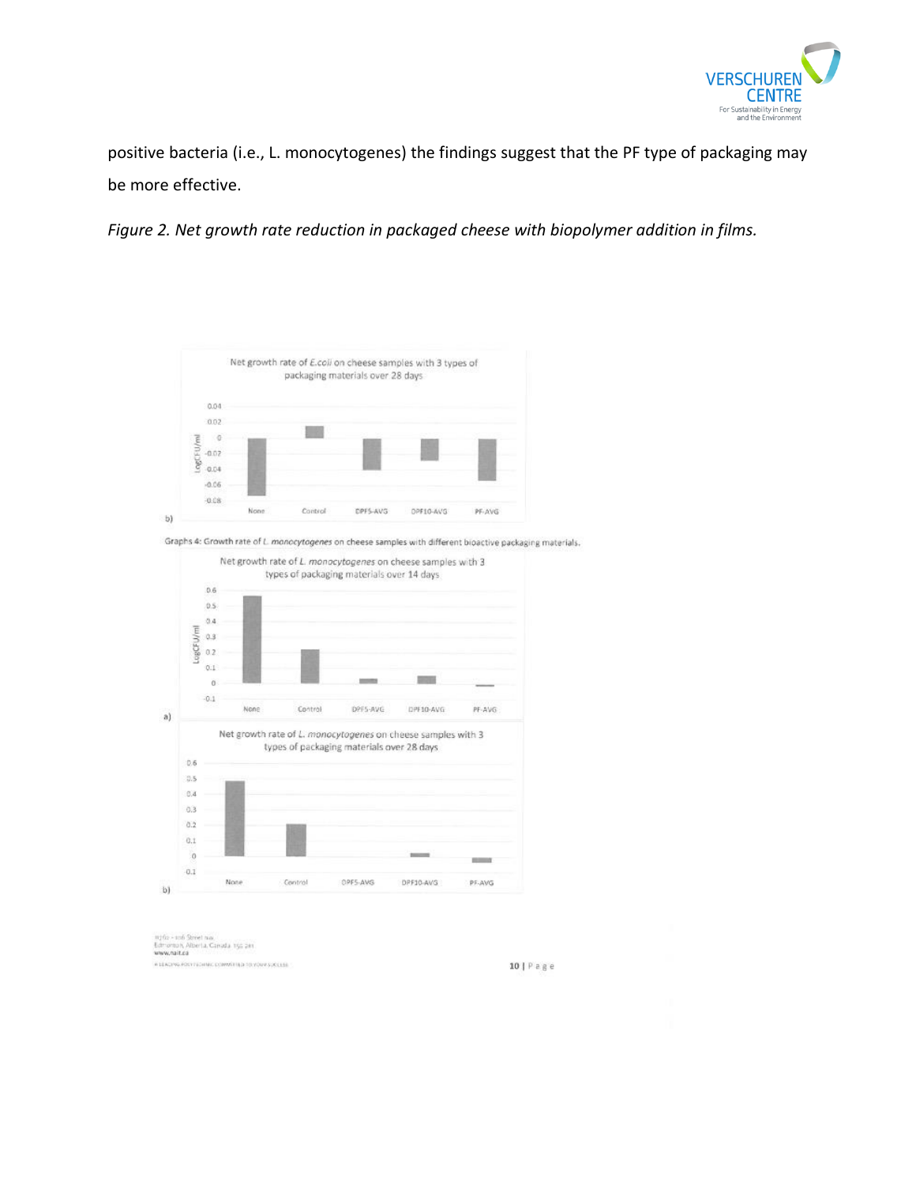positive bacteria (i.e., L. monocytogenes) the findings suggest that the PF type of packaging may be more effective.

*Figure 2. Net growth rate reduction in packaged cheese with biopolymer addition in films.*

Graphs 4: Growth rate of *L. monocytogenes* on cheese samples with different bioactive packaging materials.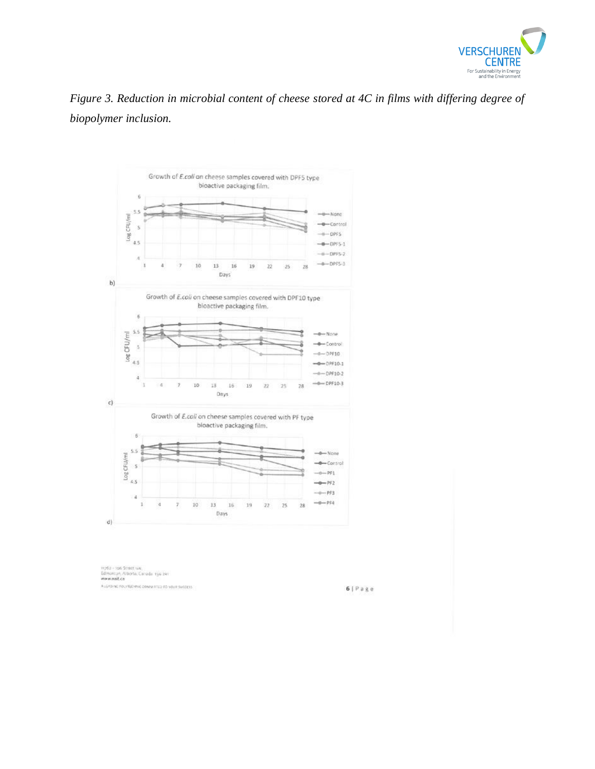*Figure 3. Reduction in microbial content of cheese stored at 4C in films with differing degree of biopolymer inclusion.*

Growth of *E.coli* on cheese samples covered with DPF5 type bioactive packaging film.

b)

Growth of *E.coli* on cheese samples covered with DPF10 type bioactive packaging film.

c)

Growth of *E.coli* on cheese samples covered with PF type bioactive packaging film.

d)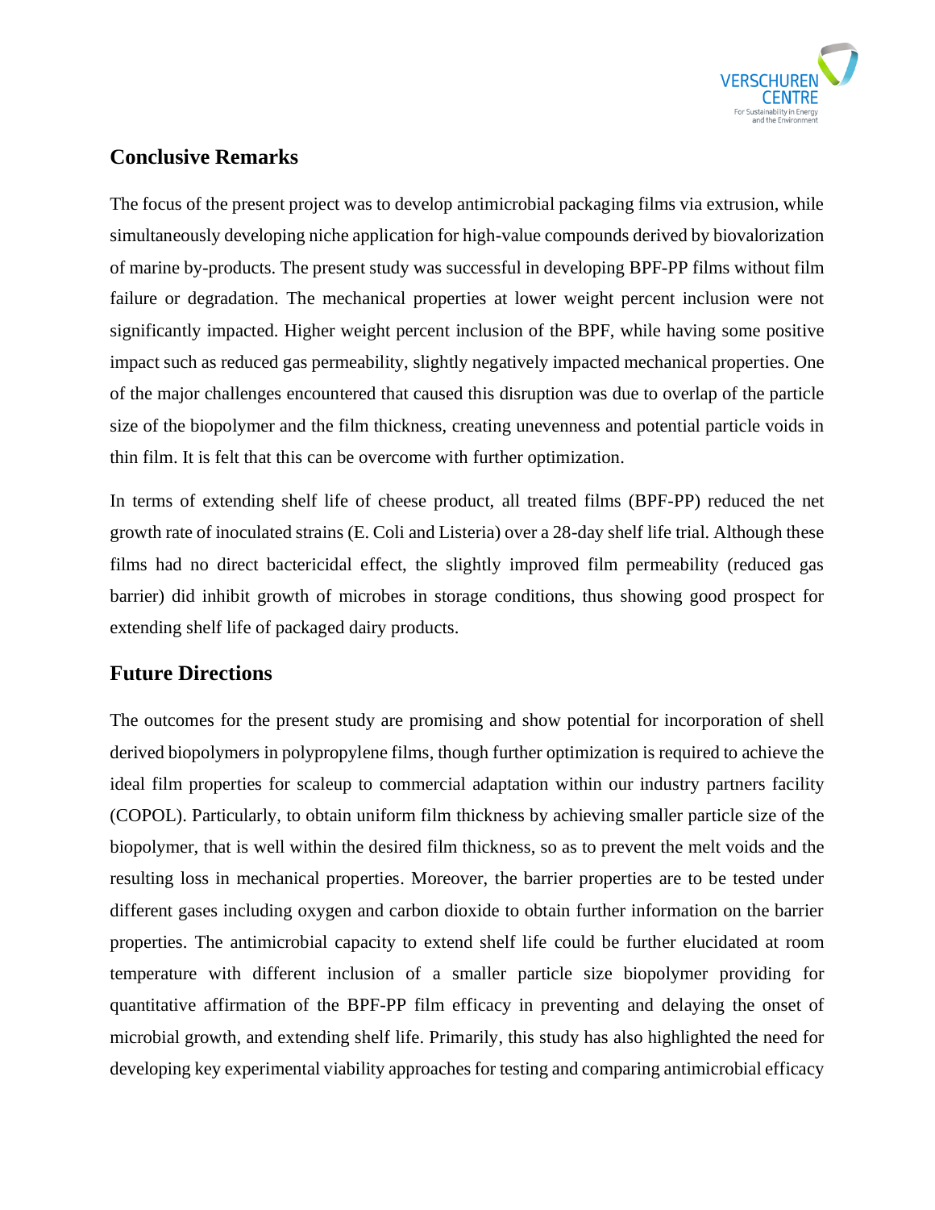## Conclusive Remarks

The focus of the present project was to develop antimicrobial packaging films via extrusion, while simultaneously developing niche application for high-value compounds derived by biovalorization of marine by-products. The present study was successful in developing BPF-PP films without film failure or degradation. The mechanical properties at lower weight percent inclusion were not significantly impacted. Higher weight percent inclusion of the BPF, while having some positive impact such as reduced gas permeability, slightly negatively impacted mechanical properties. One of the major challenges encountered that caused this disruption was due to overlap of the particle size of the biopolymer and the film thickness, creating unevenness and potential particle voids in thin film. It is felt that this can be overcome with further optimization.

In terms of extending shelf life of cheese product, all treated films (BPF-PP) reduced the net growth rate of inoculated strains (E. Coli and Listeria) over a 28-day shelf life trial. Although these films had no direct bactericidal effect, the slightly improved film permeability (reduced gas barrier) did inhibit growth of microbes in storage conditions, thus showing good prospect for extending shelf life of packaged dairy products.

## Future Directions

The outcomes for the present study are promising and show potential for incorporation of shell derived biopolymers in polypropylene films, though further optimization is required to achieve the ideal film properties for scaleup to commercial adaptation within our industry partners facility (COPOL). Particularly, to obtain uniform film thickness by achieving smaller particle size of the biopolymer, that is well within the desired film thickness, so as to prevent the melt voids and the resulting loss in mechanical properties. Moreover, the barrier properties are to be tested under different gases including oxygen and carbon dioxide to obtain further information on the barrier properties. The antimicrobial capacity to extend shelf life could be further elucidated at room temperature with different inclusion of a smaller particle size biopolymer providing for quantitative affirmation of the BPF-PP film efficacy in preventing and delaying the onset of microbial growth, and extending shelf life. Primarily, this study has also highlighted the need for developing key experimental viability approaches for testing and comparing antimicrobial efficacy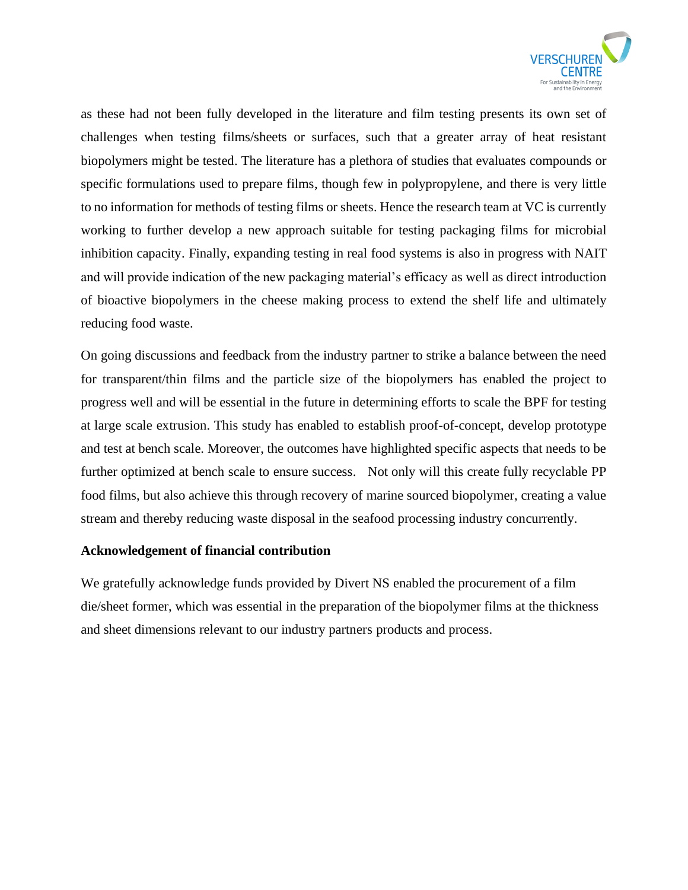as these had not been fully developed in the literature and film testing presents its own set of challenges when testing films/sheets or surfaces, such that a greater array of heat resistant biopolymers might be tested. The literature has a plethora of studies that evaluates compounds or specific formulations used to prepare films, though few in polypropylene, and there is very little to no information for methods of testing films or sheets. Hence the research team at VC is currently working to further develop a new approach suitable for testing packaging films for microbial inhibition capacity. Finally, expanding testing in real food systems is also in progress with NAIT and will provide indication of the new packaging material's efficacy as well as direct introduction of bioactive biopolymers in the cheese making process to extend the shelf life and ultimately reducing food waste.

On going discussions and feedback from the industry partner to strike a balance between the need for transparent/thin films and the particle size of the biopolymers has enabled the project to progress well and will be essential in the future in determining efforts to scale the BPF for testing at large scale extrusion. This study has enabled to establish proof-of-concept, develop prototype and test at bench scale. Moreover, the outcomes have highlighted specific aspects that needs to be further optimized at bench scale to ensure success. Not only will this create fully recyclable PP food films, but also achieve this through recovery of marine sourced biopolymer, creating a value stream and thereby reducing waste disposal in the seafood processing industry concurrently.

**Acknowledgement of financial contribution**

We gratefully acknowledge funds provided by Divert NS enabled the procurement of a film die/sheet former, which was essential in the preparation of the biopolymer films at the thickness and sheet dimensions relevant to our industry partners products and process.